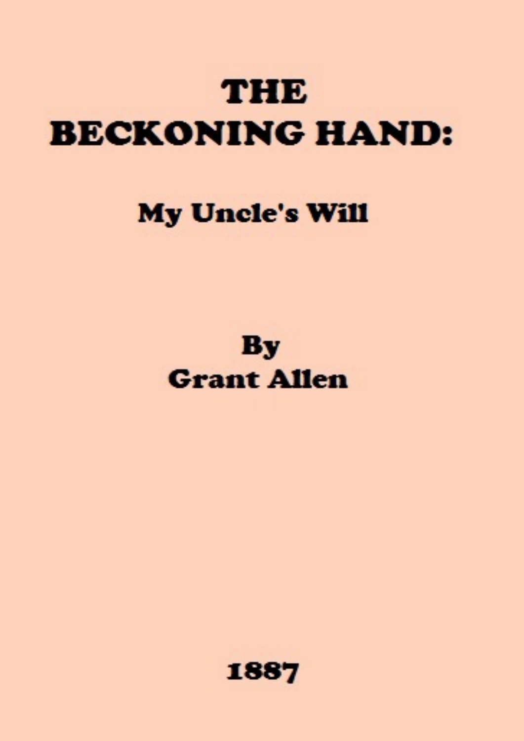# THE BECKONING HAND:

## My Uncle's Will

**By**
**Grant Allen**

**1887**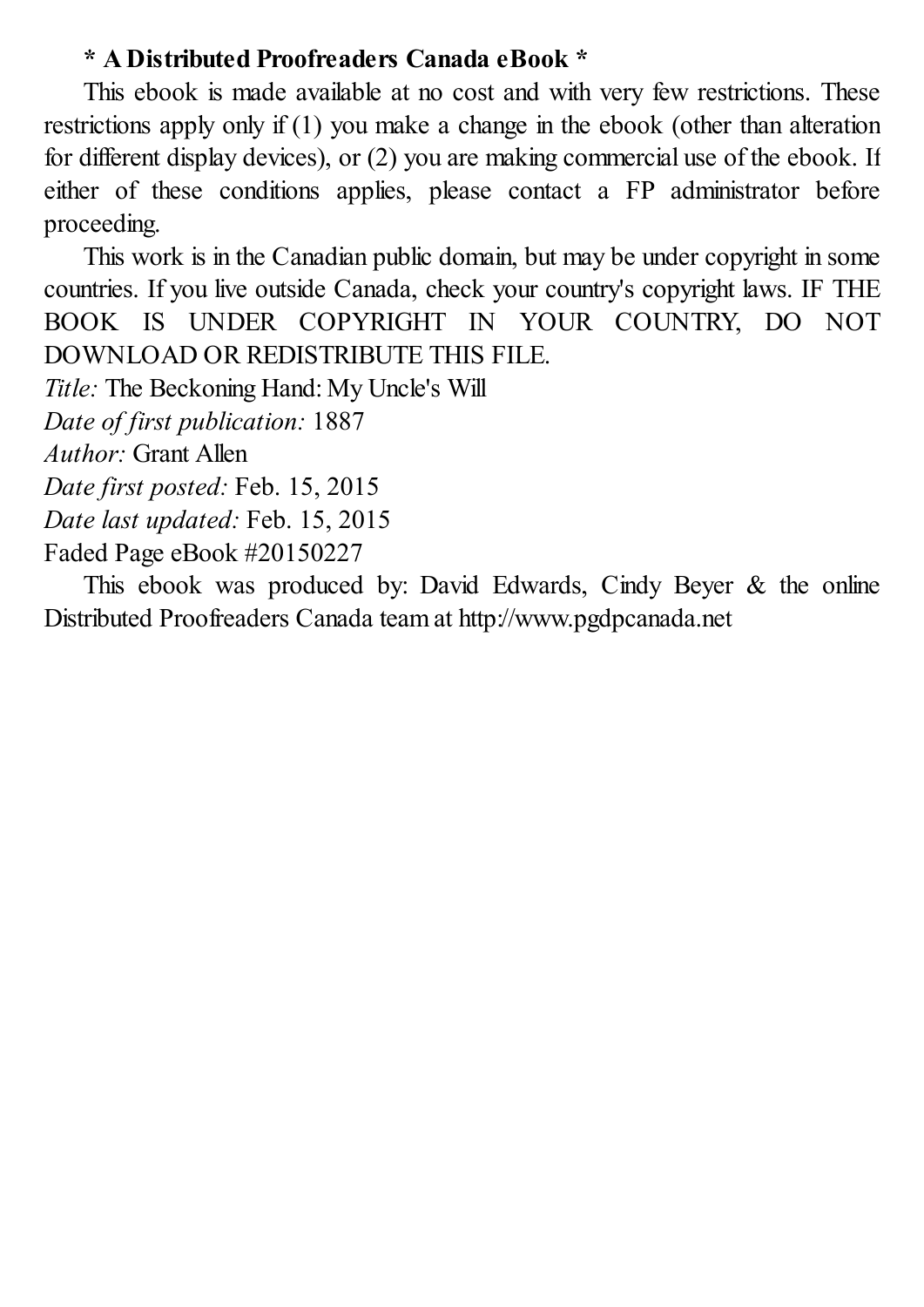**\* A Distributed Proofreaders Canada eBook \***

This ebook is made available at no cost and with very few restrictions. These restrictions apply only if (1) you make a change in the ebook (other than alteration for different display devices), or (2) you are making commercial use of the ebook. If either of these conditions applies, please contact a FP administrator before proceeding.

This work is in the Canadian public domain, but may be under copyright in some countries. If you live outside Canada, check your country's copyright laws. IF THE BOOK IS UNDER COPYRIGHT IN YOUR COUNTRY, DO NOT DOWNLOAD OR REDISTRIBUTE THIS FILE.

*Title:* The Beckoning Hand: My Uncle's Will
*Date of first publication:* 1887
*Author:* Grant Allen
*Date first posted:* Feb. 15, 2015
*Date last updated:* Feb. 15, 2015
Faded Page eBook #20150227

This ebook was produced by: David Edwards, Cindy Beyer & the online Distributed Proofreaders Canada team at http://www.pgdpcanada.net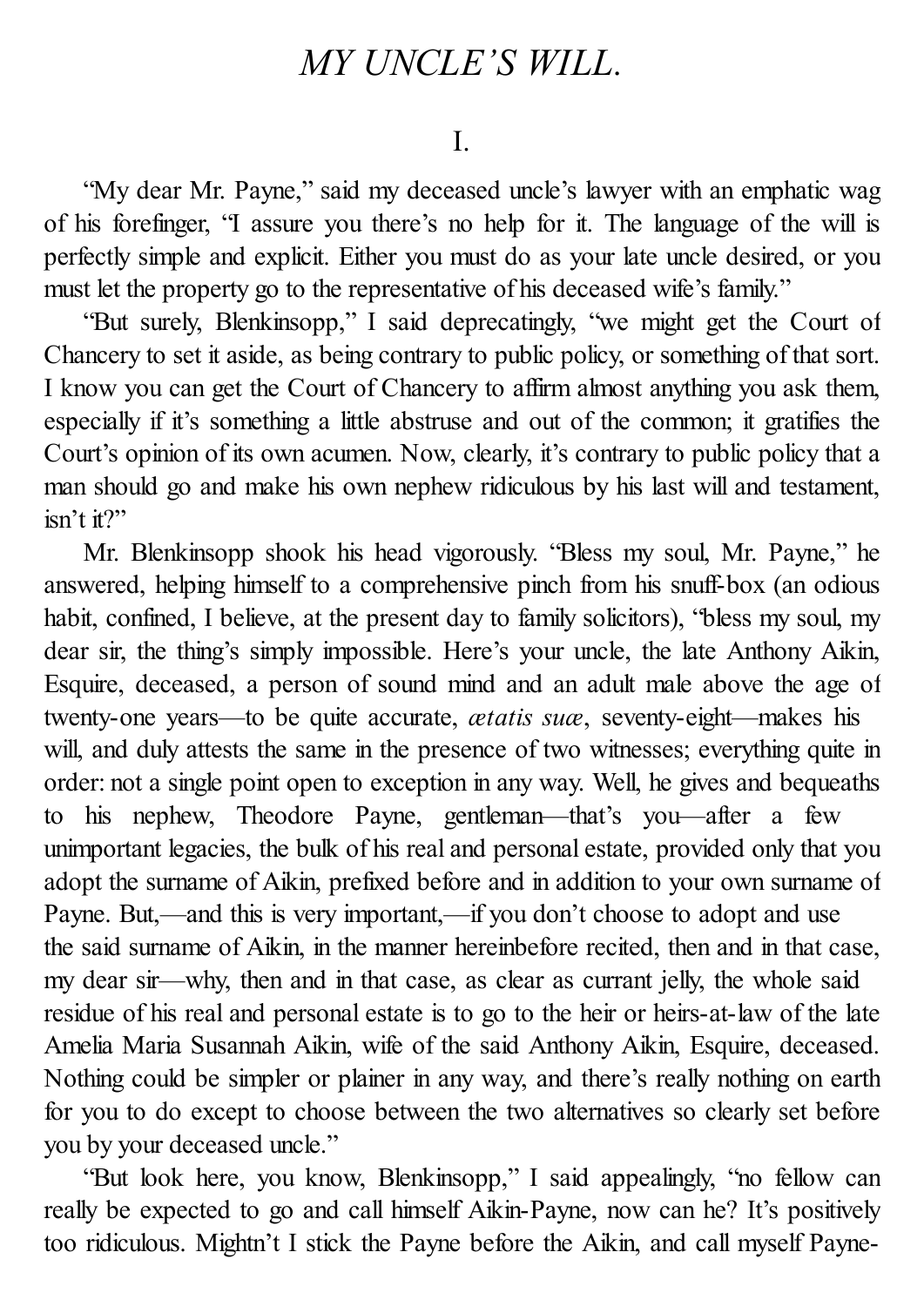# *MY UNCLE'S WILL.*

## I.

"My dear Mr. Payne," said my deceased uncle's lawyer with an emphatic wag of his forefinger, "I assure you there's no help for it. The language of the will is perfectly simple and explicit. Either you must do as your late uncle desired, or you must let the property go to the representative of his deceased wife's family."

"But surely, Blenkinsopp," I said deprecatingly, "we might get the Court of Chancery to set it aside, as being contrary to public policy, or something of that sort. I know you can get the Court of Chancery to affirm almost anything you ask them, especially if it's something a little abstruse and out of the common; it gratifies the Court's opinion of its own acumen. Now, clearly, it's contrary to public policy that a man should go and make his own nephew ridiculous by his last will and testament, isn't it?"

Mr. Blenkinsopp shook his head vigorously. "Bless my soul, Mr. Payne," he answered, helping himself to a comprehensive pinch from his snuff-box (an odious habit, confined, I believe, at the present day to family solicitors), "bless my soul, my dear sir, the thing's simply impossible. Here's your uncle, the late Anthony Aikin, Esquire, deceased, a person of sound mind and an adult male above the age of twenty-one years—to be quite accurate, *ætatis suæ*, seventy-eight—makes his will, and duly attests the same in the presence of two witnesses; everything quite in order: not a single point open to exception in any way. Well, he gives and bequeaths to his nephew, Theodore Payne, gentleman—that's you—after a few unimportant legacies, the bulk of his real and personal estate, provided only that you adopt the surname of Aikin, prefixed before and in addition to your own surname of Payne. But,—and this is very important,—if you don't choose to adopt and use the said surname of Aikin, in the manner hereinbefore recited, then and in that case, my dear sir—why, then and in that case, as clear as currant jelly, the whole said residue of his real and personal estate is to go to the heir or heirs-at-law of the late Amelia Maria Susannah Aikin, wife of the said Anthony Aikin, Esquire, deceased. Nothing could be simpler or plainer in any way, and there's really nothing on earth for you to do except to choose between the two alternatives so clearly set before you by your deceased uncle."

"But look here, you know, Blenkinsopp," I said appealingly, "no fellow can really be expected to go and call himself Aikin-Payne, now can he? It's positively too ridiculous. Mightn't I stick the Payne before the Aikin, and call myself Payne-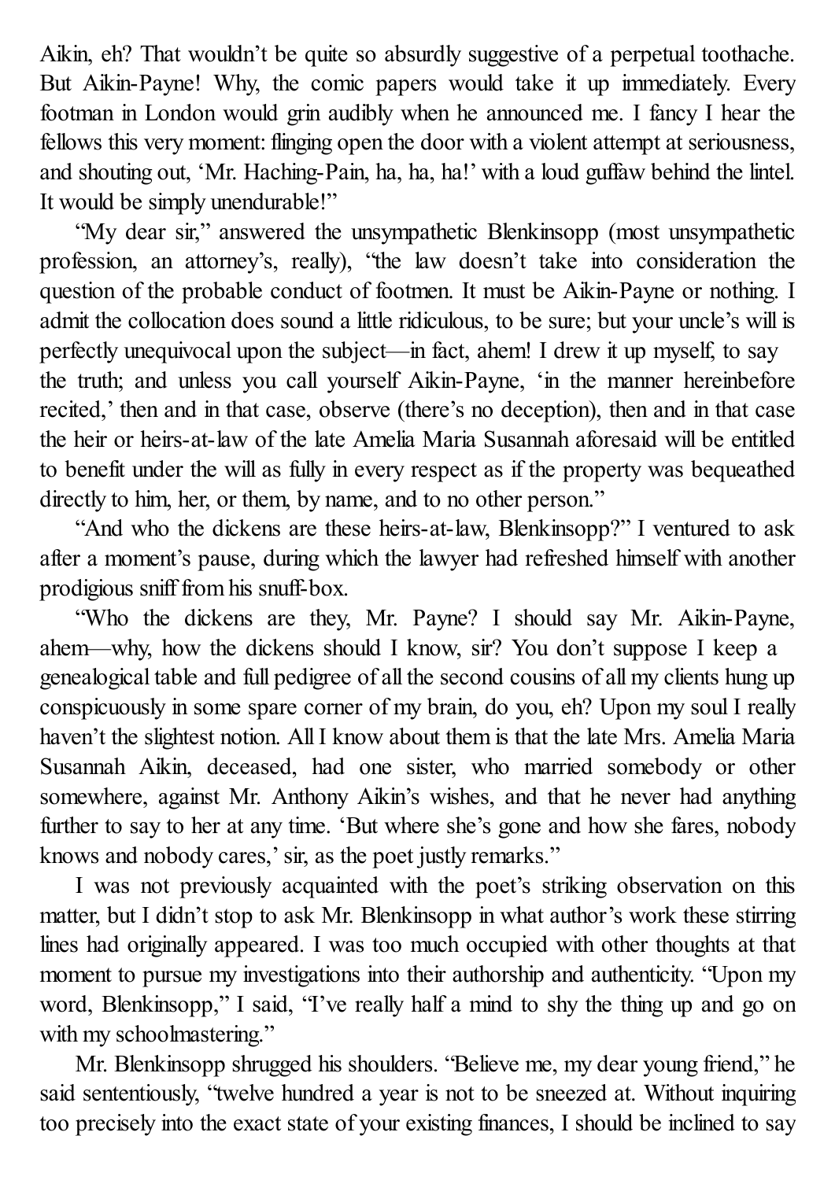Aikin, eh? That wouldn't be quite so absurdly suggestive of a perpetual toothache. But Aikin-Payne! Why, the comic papers would take it up immediately. Every footman in London would grin audibly when he announced me. I fancy I hear the fellows this very moment: flinging open the door with a violent attempt at seriousness, and shouting out, 'Mr. Haching-Pain, ha, ha, ha!' with a loud guffaw behind the lintel. It would be simply unendurable!"

"My dear sir," answered the unsympathetic Blenkinsopp (most unsympathetic profession, an attorney's, really), "the law doesn't take into consideration the question of the probable conduct of footmen. It must be Aikin-Payne or nothing. I admit the collocation does sound a little ridiculous, to be sure; but your uncle's will is perfectly unequivocal upon the subject—in fact, ahem! I drew it up myself, to say the truth; and unless you call yourself Aikin-Payne, 'in the manner hereinbefore recited,' then and in that case, observe (there's no deception), then and in that case the heir or heirs-at-law of the late Amelia Maria Susannah aforesaid will be entitled to benefit under the will as fully in every respect as if the property was bequeathed directly to him, her, or them, by name, and to no other person."

"And who the dickens are these heirs-at-law, Blenkinsopp?" I ventured to ask after a moment's pause, during which the lawyer had refreshed himself with another prodigious sniff from his snuff-box.

"Who the dickens are they, Mr. Payne? I should say Mr. Aikin-Payne, ahem—why, how the dickens should I know, sir? You don't suppose I keep a genealogical table and full pedigree of all the second cousins of all my clients hung up conspicuously in some spare corner of my brain, do you, eh? Upon my soul I really haven't the slightest notion. All I know about them is that the late Mrs. Amelia Maria Susannah Aikin, deceased, had one sister, who married somebody or other somewhere, against Mr. Anthony Aikin's wishes, and that he never had anything further to say to her at any time. 'But where she's gone and how she fares, nobody knows and nobody cares,' sir, as the poet justly remarks."

I was not previously acquainted with the poet's striking observation on this matter, but I didn't stop to ask Mr. Blenkinsopp in what author's work these stirring lines had originally appeared. I was too much occupied with other thoughts at that moment to pursue my investigations into their authorship and authenticity. "Upon my word, Blenkinsopp," I said, "I've really half a mind to shy the thing up and go on with my schoolmastering."

Mr. Blenkinsopp shrugged his shoulders. "Believe me, my dear young friend," he said sententiously, "twelve hundred a year is not to be sneezed at. Without inquiring too precisely into the exact state of your existing finances, I should be inclined to say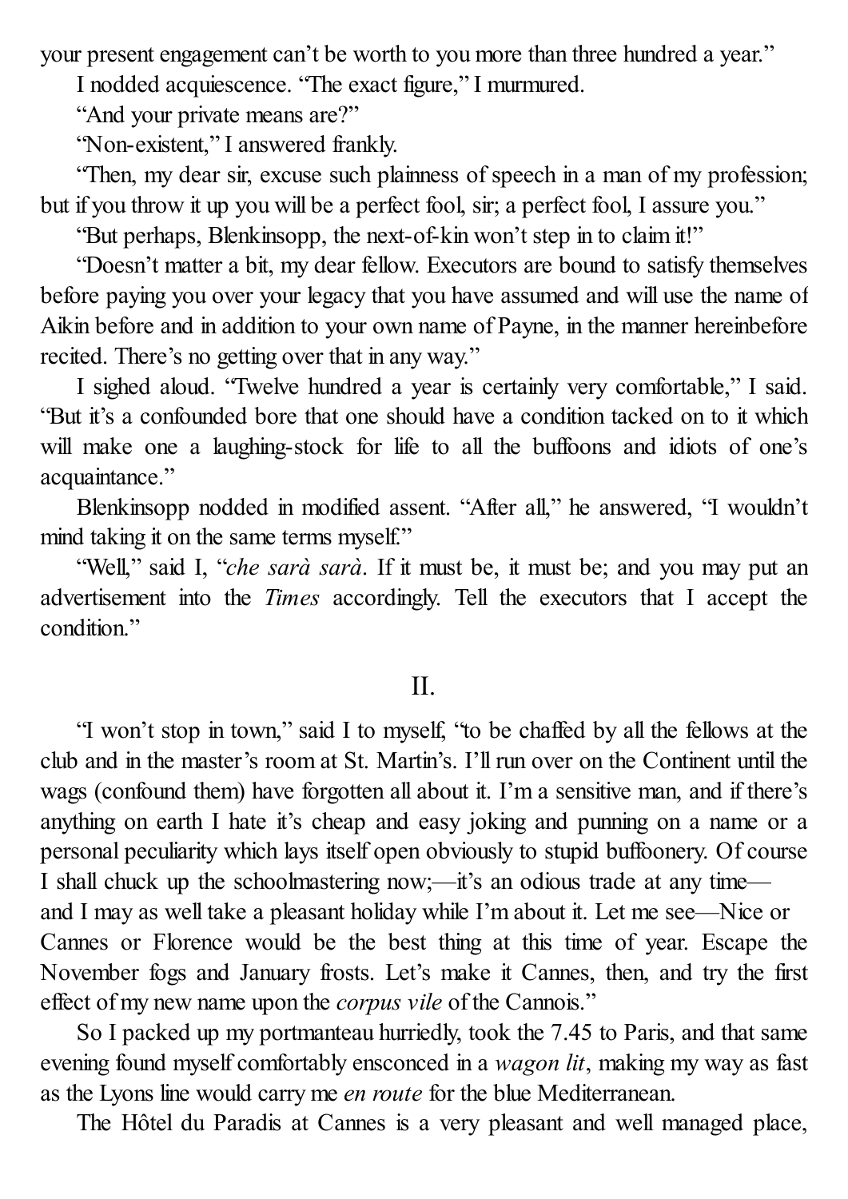your present engagement can't be worth to you more than three hundred a year."

I nodded acquiescence. "The exact figure," I murmured.

"And your private means are?"

"Non-existent," I answered frankly.

"Then, my dear sir, excuse such plainness of speech in a man of my profession; but if you throw it up you will be a perfect fool, sir; a perfect fool, I assure you."

"But perhaps, Blenkinsopp, the next-of-kin won't step in to claim it!"

"Doesn't matter a bit, my dear fellow. Executors are bound to satisfy themselves before paying you over your legacy that you have assumed and will use the name of Aikin before and in addition to your own name of Payne, in the manner hereinbefore recited. There's no getting over that in any way."

I sighed aloud. "Twelve hundred a year is certainly very comfortable," I said. "But it's a confounded bore that one should have a condition tacked on to it which will make one a laughing-stock for life to all the buffoons and idiots of one's acquaintance."

Blenkinsopp nodded in modified assent. "After all," he answered, "I wouldn't mind taking it on the same terms myself."

"Well," said I, "*che sarà sarà*. If it must be, it must be; and you may put an advertisement into the *Times* accordingly. Tell the executors that I accept the condition."

## II.

"I won't stop in town," said I to myself, "to be chaffed by all the fellows at the club and in the master's room at St. Martin's. I'll run over on the Continent until the wags (confound them) have forgotten all about it. I'm a sensitive man, and if there's anything on earth I hate it's cheap and easy joking and punning on a name or a personal peculiarity which lays itself open obviously to stupid buffoonery. Of course I shall chuck up the schoolmastering now;—it's an odious trade at any time—and I may as well take a pleasant holiday while I'm about it. Let me see—Nice or Cannes or Florence would be the best thing at this time of year. Escape the November fogs and January frosts. Let's make it Cannes, then, and try the first effect of my new name upon the *corpus vile* of the Cannois."

So I packed up my portmanteau hurriedly, took the 7.45 to Paris, and that same evening found myself comfortably ensconced in a *wagon lit*, making my way as fast as the Lyons line would carry me *en route* for the blue Mediterranean.

The Hôtel du Paradis at Cannes is a very pleasant and well managed place,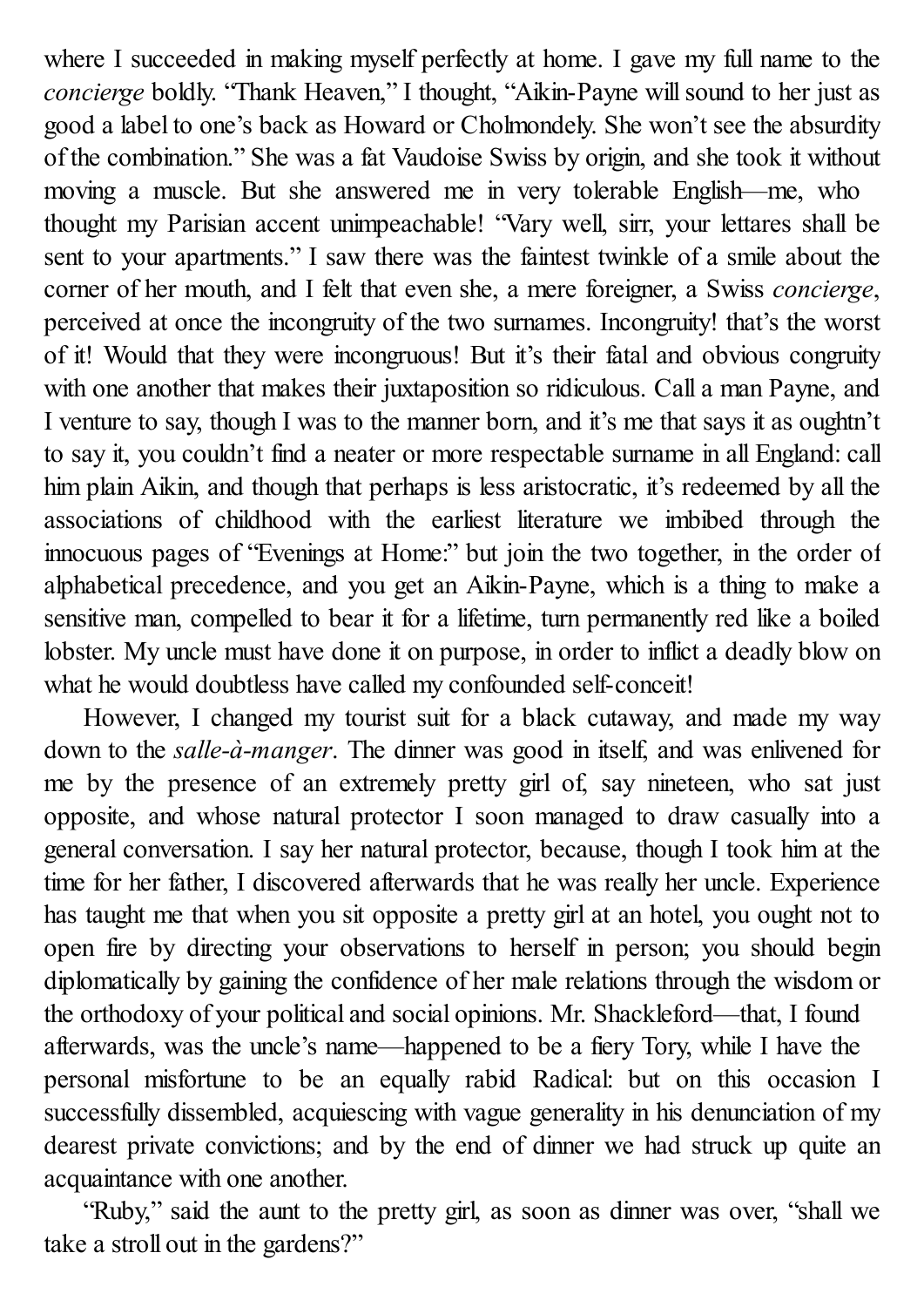where I succeeded in making myself perfectly at home. I gave my full name to the *concierge* boldly. "Thank Heaven," I thought, "Aikin-Payne will sound to her just as good a label to one's back as Howard or Cholmondely. She won't see the absurdity of the combination." She was a fat Vaudoise Swiss by origin, and she took it without moving a muscle. But she answered me in very tolerable English—me, who thought my Parisian accent unimpeachable! "Vary well, sirr, your lettares shall be sent to your apartments." I saw there was the faintest twinkle of a smile about the corner of her mouth, and I felt that even she, a mere foreigner, a Swiss *concierge*, perceived at once the incongruity of the two surnames. Incongruity! that's the worst of it! Would that they were incongruous! But it's their fatal and obvious congruity with one another that makes their juxtaposition so ridiculous. Call a man Payne, and I venture to say, though I was to the manner born, and it's me that says it as oughtn't to say it, you couldn't find a neater or more respectable surname in all England: call him plain Aikin, and though that perhaps is less aristocratic, it's redeemed by all the associations of childhood with the earliest literature we imbibed through the innocuous pages of "Evenings at Home:" but join the two together, in the order of alphabetical precedence, and you get an Aikin-Payne, which is a thing to make a sensitive man, compelled to bear it for a lifetime, turn permanently red like a boiled lobster. My uncle must have done it on purpose, in order to inflict a deadly blow on what he would doubtless have called my confounded self-conceit!

However, I changed my tourist suit for a black cutaway, and made my way down to the *salle-à-manger*. The dinner was good in itself, and was enlivened for me by the presence of an extremely pretty girl of, say nineteen, who sat just opposite, and whose natural protector I soon managed to draw casually into a general conversation. I say her natural protector, because, though I took him at the time for her father, I discovered afterwards that he was really her uncle. Experience has taught me that when you sit opposite a pretty girl at an hotel, you ought not to open fire by directing your observations to herself in person; you should begin diplomatically by gaining the confidence of her male relations through the wisdom or the orthodoxy of your political and social opinions. Mr. Shackleford—that, I found afterwards, was the uncle's name—happened to be a fiery Tory, while I have the personal misfortune to be an equally rabid Radical: but on this occasion I successfully dissembled, acquiescing with vague generality in his denunciation of my dearest private convictions; and by the end of dinner we had struck up quite an acquaintance with one another.

"Ruby," said the aunt to the pretty girl, as soon as dinner was over, "shall we take a stroll out in the gardens?"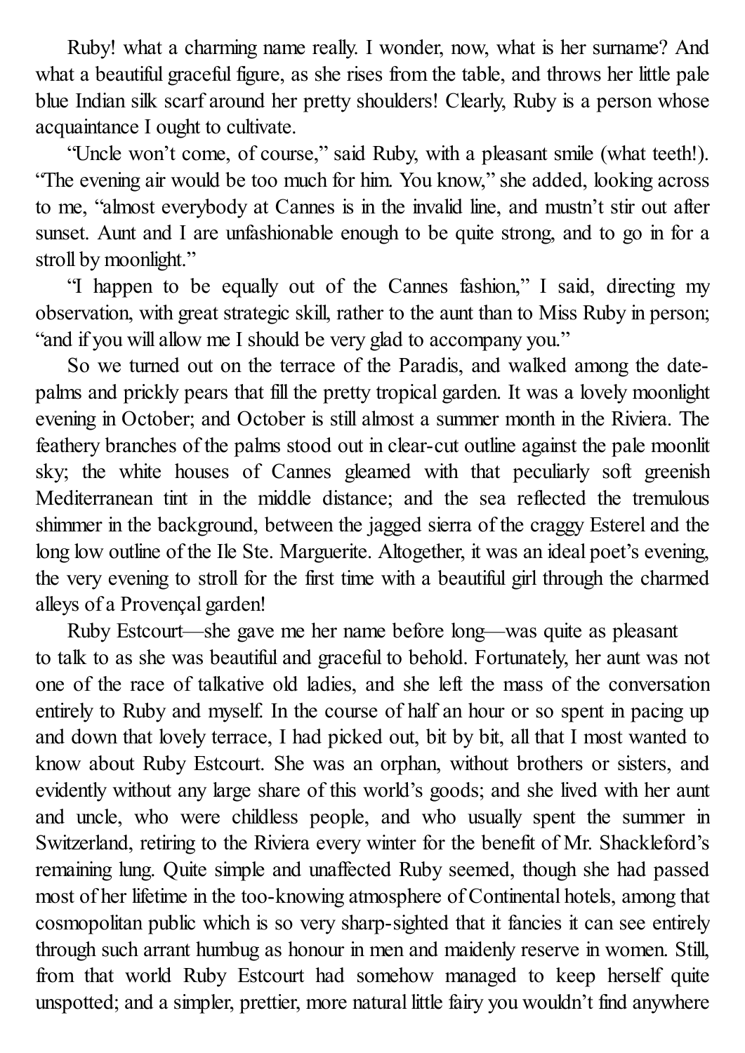Ruby! what a charming name really. I wonder, now, what is her surname? And what a beautiful graceful figure, as she rises from the table, and throws her little pale blue Indian silk scarf around her pretty shoulders! Clearly, Ruby is a person whose acquaintance I ought to cultivate.

"Uncle won't come, of course," said Ruby, with a pleasant smile (what teeth!). "The evening air would be too much for him. You know," she added, looking across to me, "almost everybody at Cannes is in the invalid line, and mustn't stir out after sunset. Aunt and I are unfashionable enough to be quite strong, and to go in for a stroll by moonlight."

"I happen to be equally out of the Cannes fashion," I said, directing my observation, with great strategic skill, rather to the aunt than to Miss Ruby in person; "and if you will allow me I should be very glad to accompany you."

So we turned out on the terrace of the Paradis, and walked among the date-palms and prickly pears that fill the pretty tropical garden. It was a lovely moonlight evening in October; and October is still almost a summer month in the Riviera. The feathery branches of the palms stood out in clear-cut outline against the pale moonlit sky; the white houses of Cannes gleamed with that peculiarly soft greenish Mediterranean tint in the middle distance; and the sea reflected the tremulous shimmer in the background, between the jagged sierra of the craggy Esterel and the long low outline of the Ile Ste. Marguerite. Altogether, it was an ideal poet's evening, the very evening to stroll for the first time with a beautiful girl through the charmed alleys of a Provençal garden!

Ruby Estcourt—she gave me her name before long—was quite as pleasant to talk to as she was beautiful and graceful to behold. Fortunately, her aunt was not one of the race of talkative old ladies, and she left the mass of the conversation entirely to Ruby and myself. In the course of half an hour or so spent in pacing up and down that lovely terrace, I had picked out, bit by bit, all that I most wanted to know about Ruby Estcourt. She was an orphan, without brothers or sisters, and evidently without any large share of this world's goods; and she lived with her aunt and uncle, who were childless people, and who usually spent the summer in Switzerland, retiring to the Riviera every winter for the benefit of Mr. Shackleford's remaining lung. Quite simple and unaffected Ruby seemed, though she had passed most of her lifetime in the too-knowing atmosphere of Continental hotels, among that cosmopolitan public which is so very sharp-sighted that it fancies it can see entirely through such arrant humbug as honour in men and maidenly reserve in women. Still, from that world Ruby Estcourt had somehow managed to keep herself quite unspotted; and a simpler, prettier, more natural little fairy you wouldn't find anywhere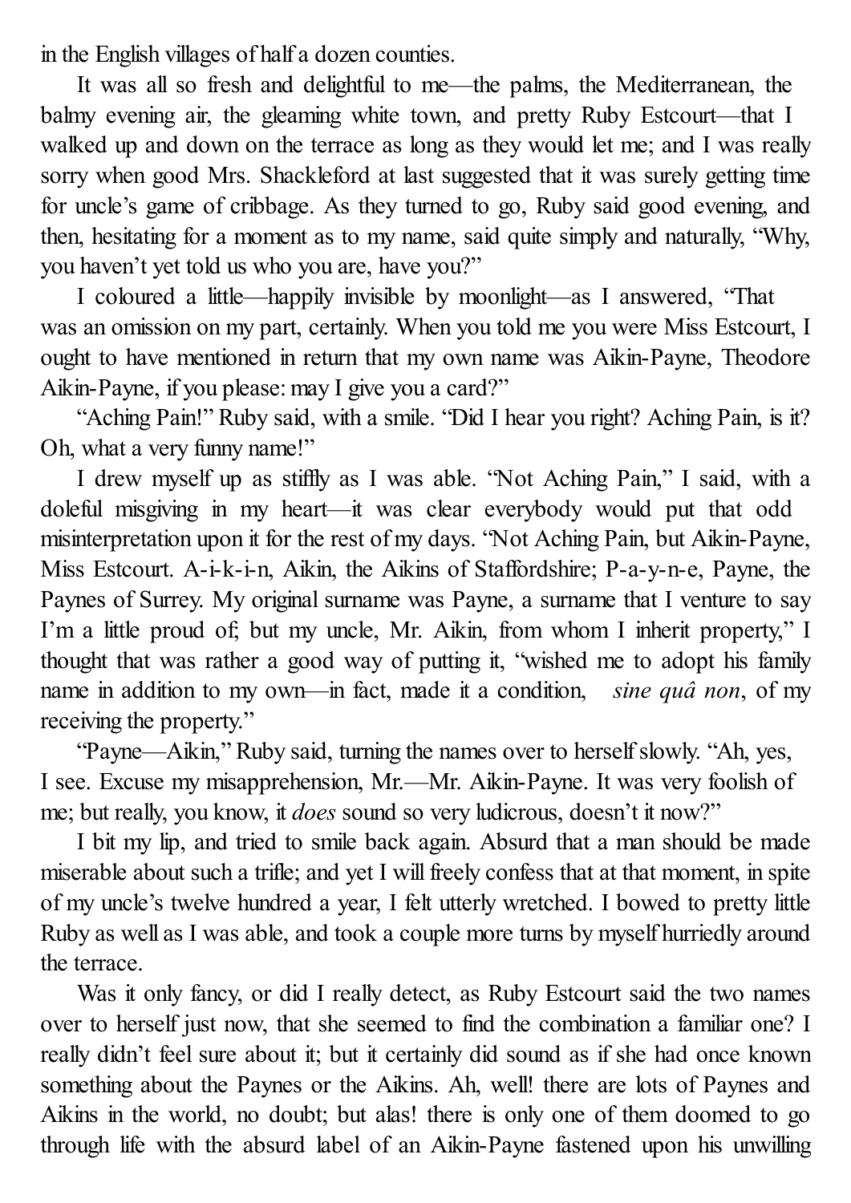in the English villages of half a dozen counties.

It was all so fresh and delightful to me—the palms, the Mediterranean, the balmy evening air, the gleaming white town, and pretty Ruby Estcourt—that I walked up and down on the terrace as long as they would let me; and I was really sorry when good Mrs. Shackleford at last suggested that it was surely getting time for uncle's game of cribbage. As they turned to go, Ruby said good evening, and then, hesitating for a moment as to my name, said quite simply and naturally, "Why, you haven't yet told us who you are, have you?"

I coloured a little—happily invisible by moonlight—as I answered, "That was an omission on my part, certainly. When you told me you were Miss Estcourt, I ought to have mentioned in return that my own name was Aikin-Payne, Theodore Aikin-Payne, if you please: may I give you a card?"

"Aching Pain!" Ruby said, with a smile. "Did I hear you right? Aching Pain, is it? Oh, what a very funny name!"

I drew myself up as stiffly as I was able. "Not Aching Pain," I said, with a doleful misgiving in my heart—it was clear everybody would put that odd misinterpretation upon it for the rest of my days. "Not Aching Pain, but Aikin-Payne, Miss Estcourt. A-i-k-i-n, Aikin, the Aikins of Staffordshire; P-a-y-n-e, Payne, the Paynes of Surrey. My original surname was Payne, a surname that I venture to say I'm a little proud of; but my uncle, Mr. Aikin, from whom I inherit property," I thought that was rather a good way of putting it, "wished me to adopt his family name in addition to my own—in fact, made it a condition, *sine quâ non*, of my receiving the property."

"Payne—Aikin," Ruby said, turning the names over to herself slowly. "Ah, yes, I see. Excuse my misapprehension, Mr.—Mr. Aikin-Payne. It was very foolish of me; but really, you know, it *does* sound so very ludicrous, doesn't it now?"

I bit my lip, and tried to smile back again. Absurd that a man should be made miserable about such a trifle; and yet I will freely confess that at that moment, in spite of my uncle's twelve hundred a year, I felt utterly wretched. I bowed to pretty little Ruby as well as I was able, and took a couple more turns by myself hurriedly around the terrace.

Was it only fancy, or did I really detect, as Ruby Estcourt said the two names over to herself just now, that she seemed to find the combination a familiar one? I really didn't feel sure about it; but it certainly did sound as if she had once known something about the Paynes or the Aikins. Ah, well! there are lots of Paynes and Aikins in the world, no doubt; but alas! there is only one of them doomed to go through life with the absurd label of an Aikin-Payne fastened upon his unwilling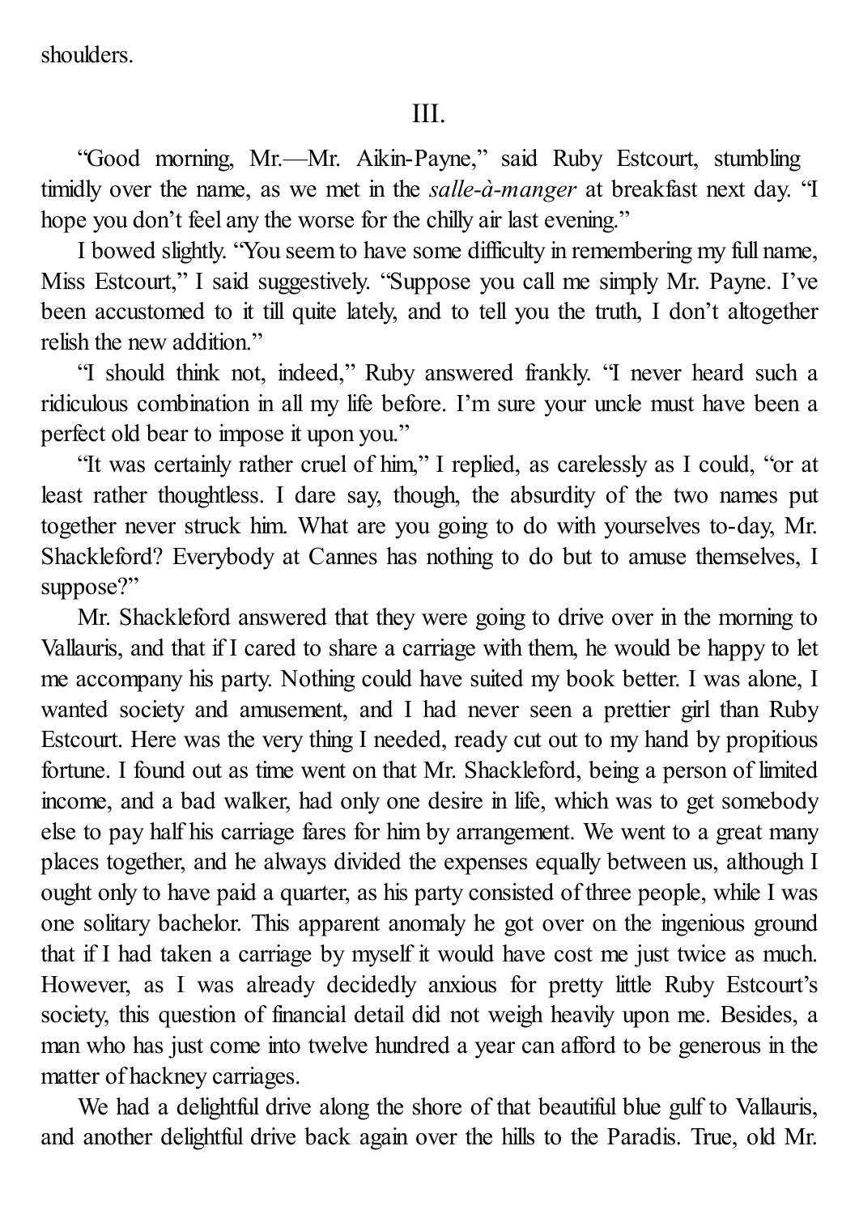shoulders.

## III.

"Good morning, Mr.—Mr. Aikin-Payne," said Ruby Estcourt, stumbling timidly over the name, as we met in the *salle-à-manger* at breakfast next day. "I hope you don't feel any the worse for the chilly air last evening."

I bowed slightly. "You seem to have some difficulty in remembering my full name, Miss Estcourt," I said suggestively. "Suppose you call me simply Mr. Payne. I've been accustomed to it till quite lately, and to tell you the truth, I don't altogether relish the new addition."

"I should think not, indeed," Ruby answered frankly. "I never heard such a ridiculous combination in all my life before. I'm sure your uncle must have been a perfect old bear to impose it upon you."

"It was certainly rather cruel of him," I replied, as carelessly as I could, "or at least rather thoughtless. I dare say, though, the absurdity of the two names put together never struck him. What are you going to do with yourselves to-day, Mr. Shackleford? Everybody at Cannes has nothing to do but to amuse themselves, I suppose?"

Mr. Shackleford answered that they were going to drive over in the morning to Vallauris, and that if I cared to share a carriage with them, he would be happy to let me accompany his party. Nothing could have suited my book better. I was alone, I wanted society and amusement, and I had never seen a prettier girl than Ruby Estcourt. Here was the very thing I needed, ready cut out to my hand by propitious fortune. I found out as time went on that Mr. Shackleford, being a person of limited income, and a bad walker, had only one desire in life, which was to get somebody else to pay half his carriage fares for him by arrangement. We went to a great many places together, and he always divided the expenses equally between us, although I ought only to have paid a quarter, as his party consisted of three people, while I was one solitary bachelor. This apparent anomaly he got over on the ingenious ground that if I had taken a carriage by myself it would have cost me just twice as much. However, as I was already decidedly anxious for pretty little Ruby Estcourt's society, this question of financial detail did not weigh heavily upon me. Besides, a man who has just come into twelve hundred a year can afford to be generous in the matter of hackney carriages.

We had a delightful drive along the shore of that beautiful blue gulf to Vallauris, and another delightful drive back again over the hills to the Paradis. True, old Mr.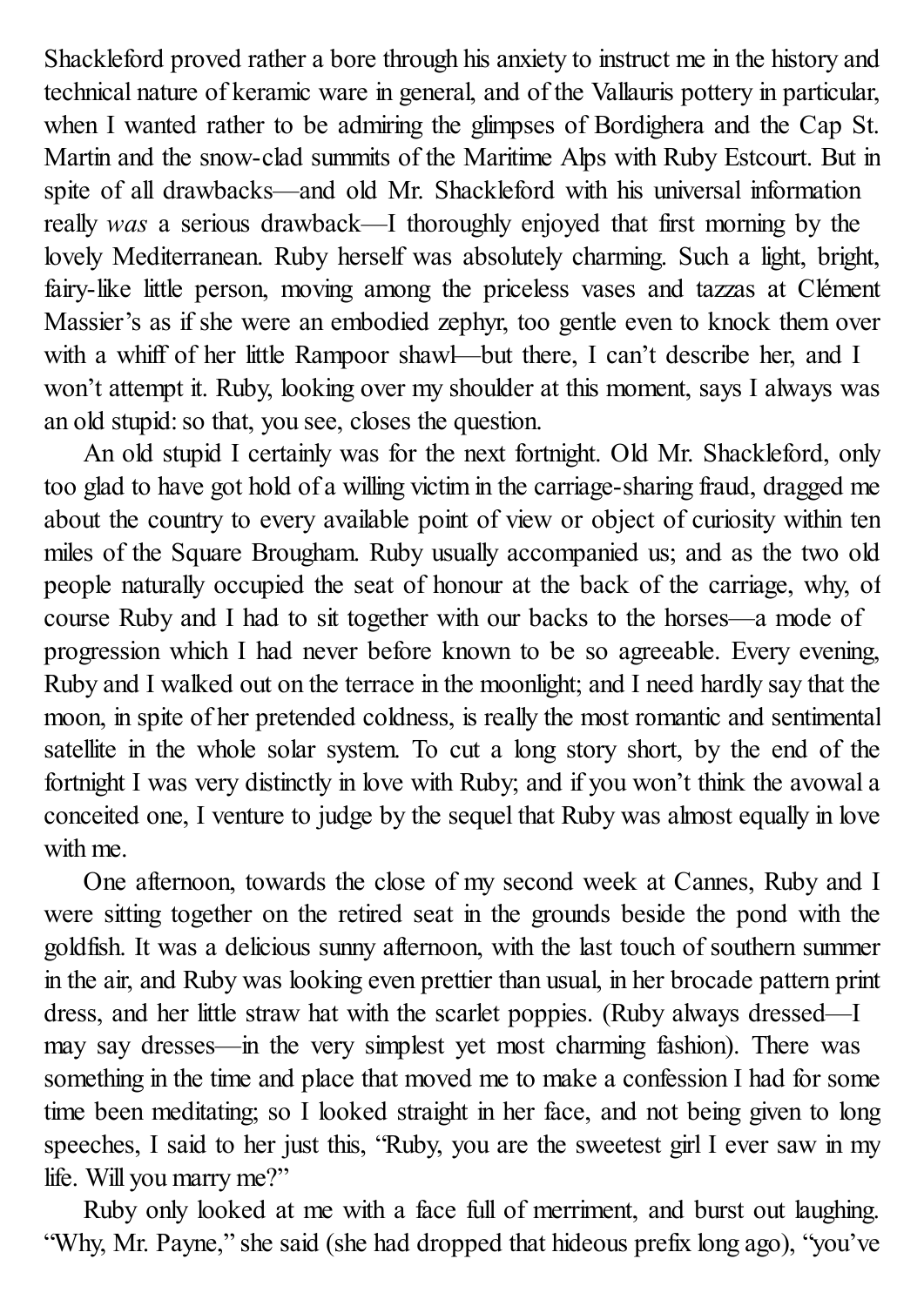Shackleford proved rather a bore through his anxiety to instruct me in the history and technical nature of keramic ware in general, and of the Vallauris pottery in particular, when I wanted rather to be admiring the glimpses of Bordighera and the Cap St. Martin and the snow-clad summits of the Maritime Alps with Ruby Estcourt. But in spite of all drawbacks—and old Mr. Shackleford with his universal information really *was* a serious drawback—I thoroughly enjoyed that first morning by the lovely Mediterranean. Ruby herself was absolutely charming. Such a light, bright, fairy-like little person, moving among the priceless vases and tazzas at Clément Massier's as if she were an embodied zephyr, too gentle even to knock them over with a whiff of her little Rampoor shawl—but there, I can't describe her, and I won't attempt it. Ruby, looking over my shoulder at this moment, says I always was an old stupid: so that, you see, closes the question.

An old stupid I certainly was for the next fortnight. Old Mr. Shackleford, only too glad to have got hold of a willing victim in the carriage-sharing fraud, dragged me about the country to every available point of view or object of curiosity within ten miles of the Square Brougham. Ruby usually accompanied us; and as the two old people naturally occupied the seat of honour at the back of the carriage, why, of course Ruby and I had to sit together with our backs to the horses—a mode of progression which I had never before known to be so agreeable. Every evening, Ruby and I walked out on the terrace in the moonlight; and I need hardly say that the moon, in spite of her pretended coldness, is really the most romantic and sentimental satellite in the whole solar system. To cut a long story short, by the end of the fortnight I was very distinctly in love with Ruby; and if you won't think the avowal a conceited one, I venture to judge by the sequel that Ruby was almost equally in love with me.

One afternoon, towards the close of my second week at Cannes, Ruby and I were sitting together on the retired seat in the grounds beside the pond with the goldfish. It was a delicious sunny afternoon, with the last touch of southern summer in the air, and Ruby was looking even prettier than usual, in her brocade pattern print dress, and her little straw hat with the scarlet poppies. (Ruby always dressed—I may say dresses—in the very simplest yet most charming fashion). There was something in the time and place that moved me to make a confession I had for some time been meditating; so I looked straight in her face, and not being given to long speeches, I said to her just this, "Ruby, you are the sweetest girl I ever saw in my life. Will you marry me?"

Ruby only looked at me with a face full of merriment, and burst out laughing. "Why, Mr. Payne," she said (she had dropped that hideous prefix long ago), "you've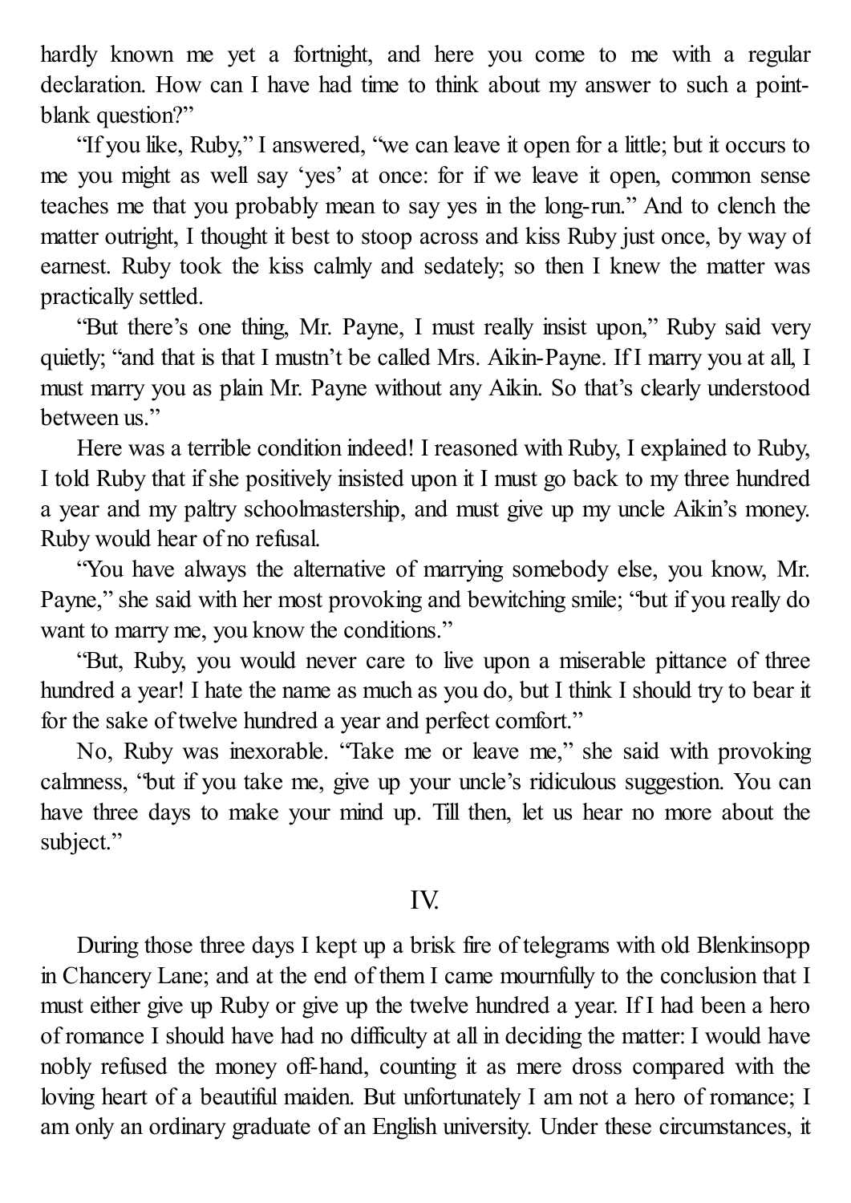hardly known me yet a fortnight, and here you come to me with a regular declaration. How can I have had time to think about my answer to such a point-blank question?"

"If you like, Ruby," I answered, "we can leave it open for a little; but it occurs to me you might as well say 'yes' at once: for if we leave it open, common sense teaches me that you probably mean to say yes in the long-run." And to clench the matter outright, I thought it best to stoop across and kiss Ruby just once, by way of earnest. Ruby took the kiss calmly and sedately; so then I knew the matter was practically settled.

"But there's one thing, Mr. Payne, I must really insist upon," Ruby said very quietly; "and that is that I mustn't be called Mrs. Aikin-Payne. If I marry you at all, I must marry you as plain Mr. Payne without any Aikin. So that's clearly understood between us."

Here was a terrible condition indeed! I reasoned with Ruby, I explained to Ruby, I told Ruby that if she positively insisted upon it I must go back to my three hundred a year and my paltry schoolmastership, and must give up my uncle Aikin's money. Ruby would hear of no refusal.

"You have always the alternative of marrying somebody else, you know, Mr. Payne," she said with her most provoking and bewitching smile; "but if you really do want to marry me, you know the conditions."

"But, Ruby, you would never care to live upon a miserable pittance of three hundred a year! I hate the name as much as you do, but I think I should try to bear it for the sake of twelve hundred a year and perfect comfort."

No, Ruby was inexorable. "Take me or leave me," she said with provoking calmness, "but if you take me, give up your uncle's ridiculous suggestion. You can have three days to make your mind up. Till then, let us hear no more about the subject."

## IV.

During those three days I kept up a brisk fire of telegrams with old Blenkinsopp in Chancery Lane; and at the end of them I came mournfully to the conclusion that I must either give up Ruby or give up the twelve hundred a year. If I had been a hero of romance I should have had no difficulty at all in deciding the matter: I would have nobly refused the money off-hand, counting it as mere dross compared with the loving heart of a beautiful maiden. But unfortunately I am not a hero of romance; I am only an ordinary graduate of an English university. Under these circumstances, it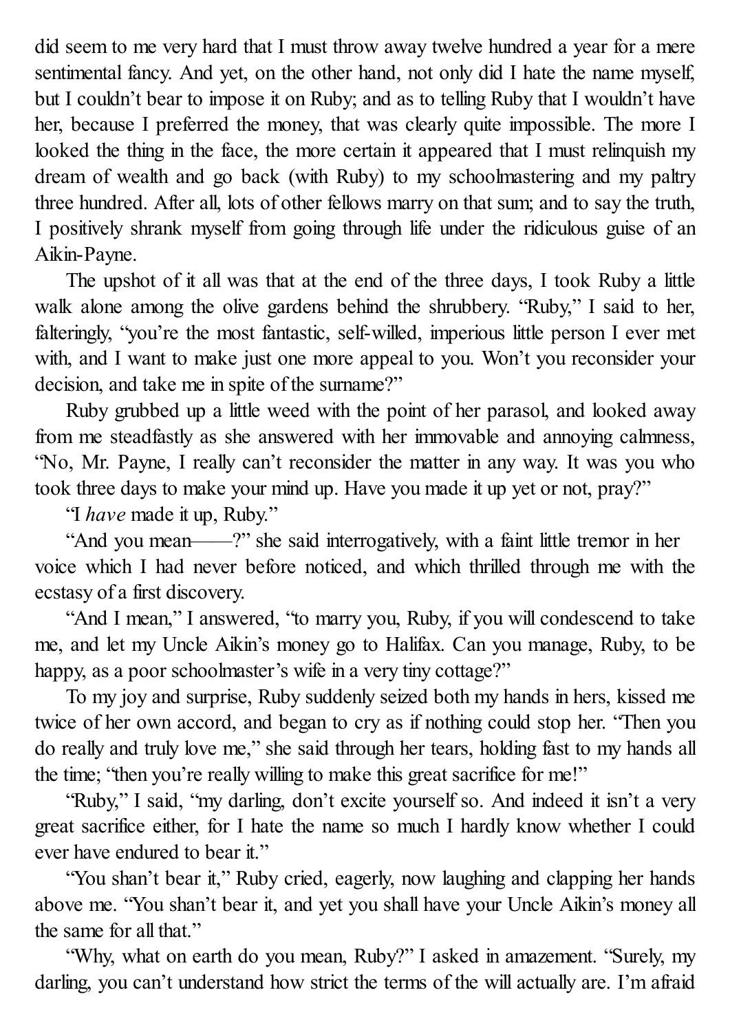did seem to me very hard that I must throw away twelve hundred a year for a mere sentimental fancy. And yet, on the other hand, not only did I hate the name myself, but I couldn't bear to impose it on Ruby; and as to telling Ruby that I wouldn't have her, because I preferred the money, that was clearly quite impossible. The more I looked the thing in the face, the more certain it appeared that I must relinquish my dream of wealth and go back (with Ruby) to my schoolmastering and my paltry three hundred. After all, lots of other fellows marry on that sum; and to say the truth, I positively shrank myself from going through life under the ridiculous guise of an Aikin-Payne.

The upshot of it all was that at the end of the three days, I took Ruby a little walk alone among the olive gardens behind the shrubbery. "Ruby," I said to her, falteringly, "you're the most fantastic, self-willed, imperious little person I ever met with, and I want to make just one more appeal to you. Won't you reconsider your decision, and take me in spite of the surname?"

Ruby grubbed up a little weed with the point of her parasol, and looked away from me steadfastly as she answered with her immovable and annoying calmness, "No, Mr. Payne, I really can't reconsider the matter in any way. It was you who took three days to make your mind up. Have you made it up yet or not, pray?"

"I *have* made it up, Ruby."

"And you mean——?" she said interrogatively, with a faint little tremor in her voice which I had never before noticed, and which thrilled through me with the ecstasy of a first discovery.

"And I mean," I answered, "to marry you, Ruby, if you will condescend to take me, and let my Uncle Aikin's money go to Halifax. Can you manage, Ruby, to be happy, as a poor schoolmaster's wife in a very tiny cottage?"

To my joy and surprise, Ruby suddenly seized both my hands in hers, kissed me twice of her own accord, and began to cry as if nothing could stop her. "Then you do really and truly love me," she said through her tears, holding fast to my hands all the time; "then you're really willing to make this great sacrifice for me!"

"Ruby," I said, "my darling, don't excite yourself so. And indeed it isn't a very great sacrifice either, for I hate the name so much I hardly know whether I could ever have endured to bear it."

"You shan't bear it," Ruby cried, eagerly, now laughing and clapping her hands above me. "You shan't bear it, and yet you shall have your Uncle Aikin's money all the same for all that."

"Why, what on earth do you mean, Ruby?" I asked in amazement. "Surely, my darling, you can't understand how strict the terms of the will actually are. I'm afraid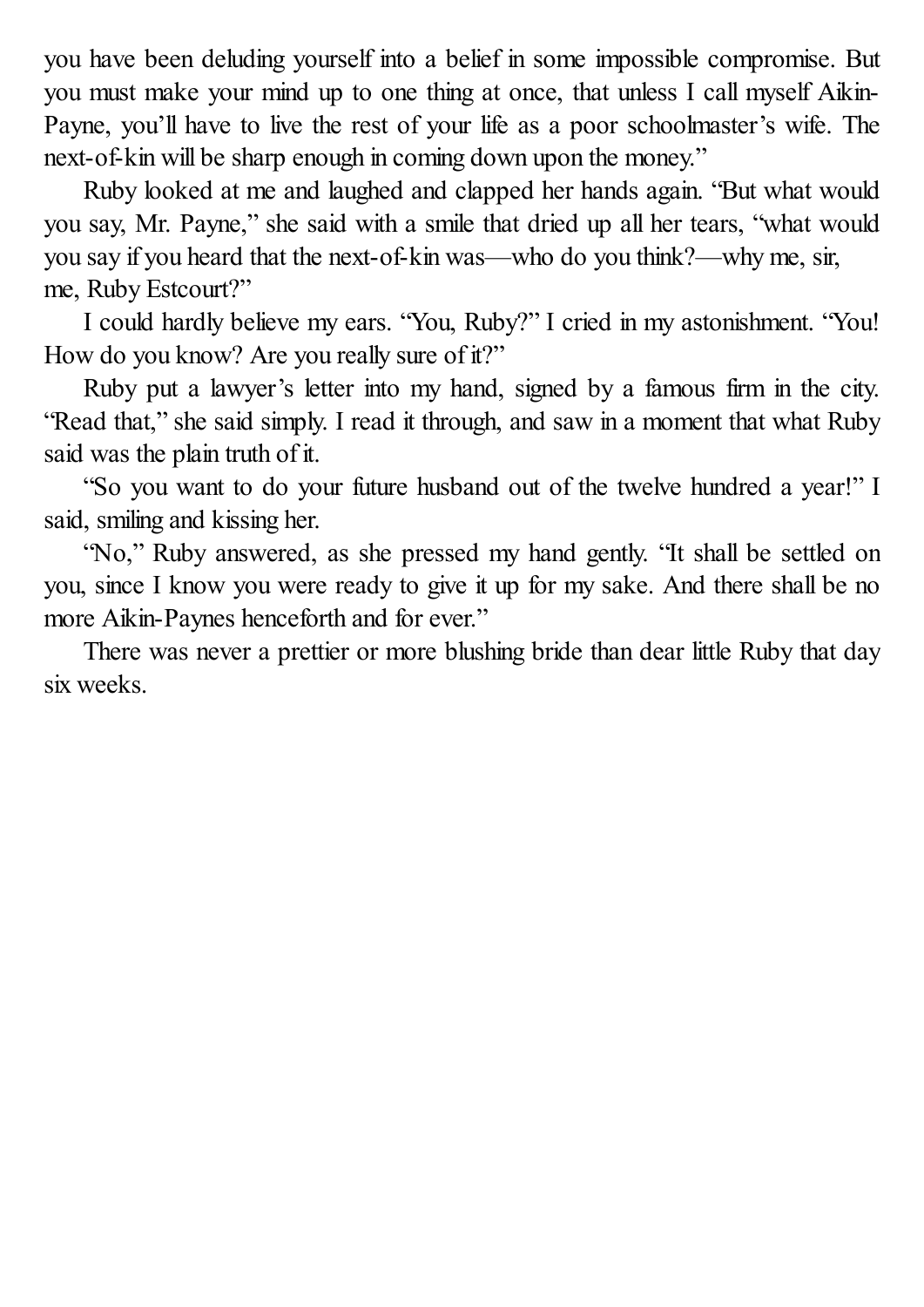you have been deluding yourself into a belief in some impossible compromise. But you must make your mind up to one thing at once, that unless I call myself Aikin-Payne, you'll have to live the rest of your life as a poor schoolmaster's wife. The next-of-kin will be sharp enough in coming down upon the money."

Ruby looked at me and laughed and clapped her hands again. "But what would you say, Mr. Payne," she said with a smile that dried up all her tears, "what would you say if you heard that the next-of-kin was—who do you think?—why me, sir, me, Ruby Estcourt?"

I could hardly believe my ears. "You, Ruby?" I cried in my astonishment. "You! How do you know? Are you really sure of it?"

Ruby put a lawyer's letter into my hand, signed by a famous firm in the city. "Read that," she said simply. I read it through, and saw in a moment that what Ruby said was the plain truth of it.

"So you want to do your future husband out of the twelve hundred a year!" I said, smiling and kissing her.

"No," Ruby answered, as she pressed my hand gently. "It shall be settled on you, since I know you were ready to give it up for my sake. And there shall be no more Aikin-Paynes henceforth and for ever."

There was never a prettier or more blushing bride than dear little Ruby that day six weeks.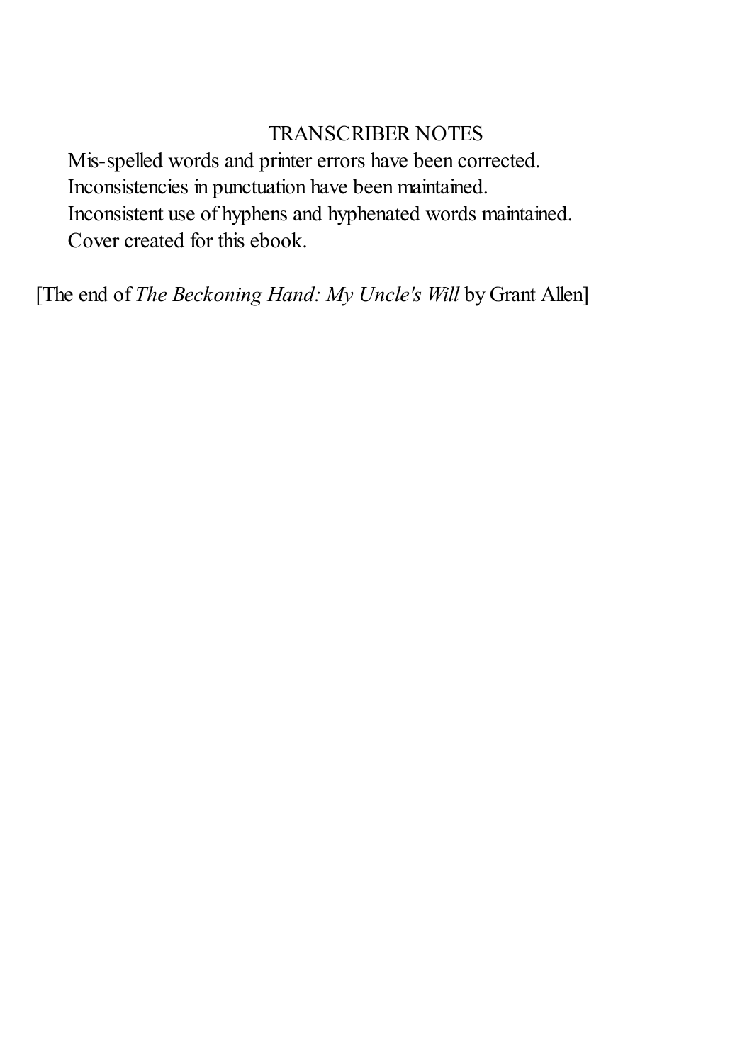TRANSCRIBER NOTES

Mis-spelled words and printer errors have been corrected.

Inconsistencies in punctuation have been maintained.

Inconsistent use of hyphens and hyphenated words maintained.

Cover created for this ebook.

[The end of *The Beckoning Hand: My Uncle's Will* by Grant Allen]